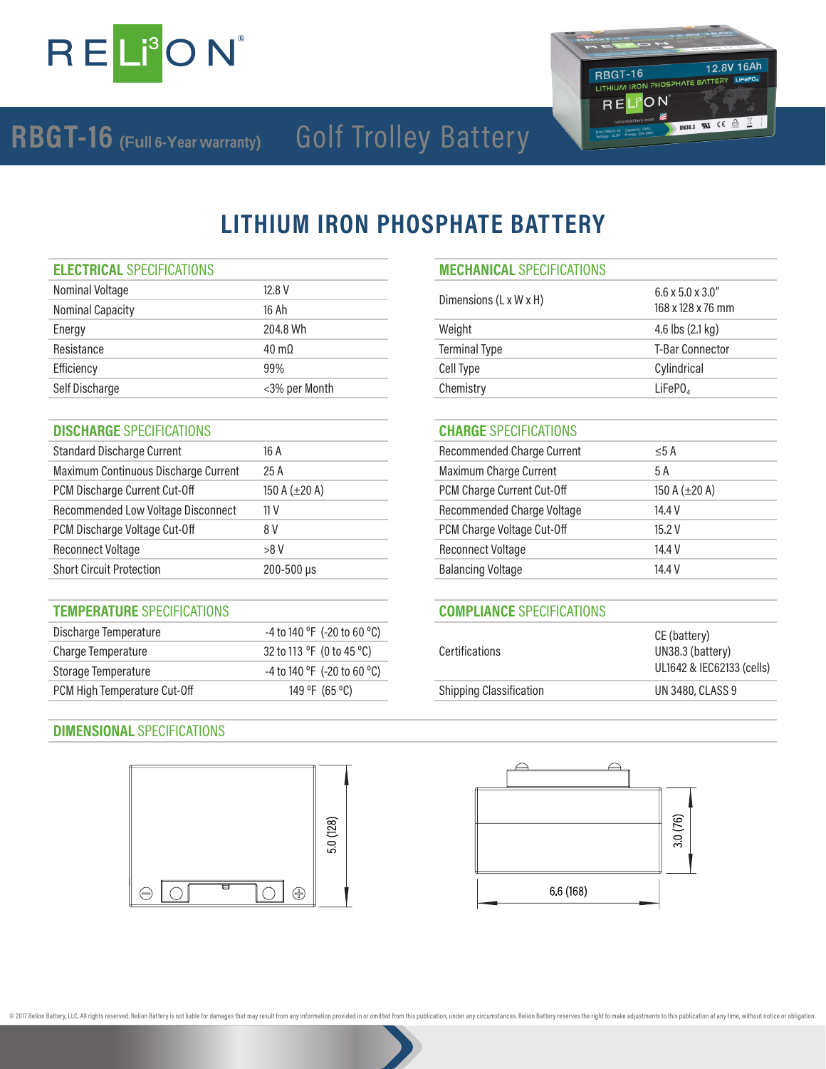# RELiON

## RBGT-16 (Full 6-Year warranty) Golf Trolley Battery

# LITHIUM IRON PHOSPHATE BATTERY

## ELECTRICAL SPECIFICATIONS

| | |
|---|---|
| Nominal Voltage | 12.8 V |
| Nominal Capacity | 16 Ah |
| Energy | 204.8 Wh |
| Resistance | 40 mΩ |
| Efficiency | 99% |
| Self Discharge | <3% per Month |

## MECHANICAL SPECIFICATIONS

| | |
|---|---|
| Dimensions (L x W x H) | 6.6 x 5.0 x 3.0"<br>168 x 128 x 76 mm |
| Weight | 4.6 lbs (2.1 kg) |
| Terminal Type | T-Bar Connector |
| Cell Type | Cylindrical |
| Chemistry | $LiFePO_4$ |

## DISCHARGE SPECIFICATIONS

| | |
|---|---|
| Standard Discharge Current | 16 A |
| Maximum Continuous Discharge Current | 25 A |
| PCM Discharge Current Cut-Off | 150 A (±20 A) |
| Recommended Low Voltage Disconnect | 11 V |
| PCM Discharge Voltage Cut-Off | 8 V |
| Reconnect Voltage | >8 V |
| Short Circuit Protection | 200-500 μs |

## CHARGE SPECIFICATIONS

| | |
|---|---|
| Recommended Charge Current | ≤5 A |
| Maximum Charge Current | 5 A |
| PCM Charge Current Cut-Off | 150 A (±20 A) |
| Recommended Charge Voltage | 14.4 V |
| PCM Charge Voltage Cut-Off | 15.2 V |
| Reconnect Voltage | 14.4 V |
| Balancing Voltage | 14.4 V |

## TEMPERATURE SPECIFICATIONS

| | |
|---|---|
| Discharge Temperature | -4 to 140 °F (-20 to 60 °C) |
| Charge Temperature | 32 to 113 °F (0 to 45 °C) |
| Storage Temperature | -4 to 140 °F (-20 to 60 °C) |
| PCM High Temperature Cut-Off | 149 °F (65 °C) |

## COMPLIANCE SPECIFICATIONS

| | |
|---|---|
| Certifications | CE (battery)<br>UN38.3 (battery)<br>UL1642 & IEC62133 (cells) |
| Shipping Classification | UN 3480, CLASS 9 |

## DIMENSIONAL SPECIFICATIONS

5.0 (128)

3.0 (76)

6.6 (168)

© 2017 Relion Battery, LLC. All rights reserved. Relion Battery is not liable for damages that may result from any information provided in or omitted from this publication, under any circumstances. Relion Battery reserves the right to make adjustments to this publication at any time, without notice or obligation.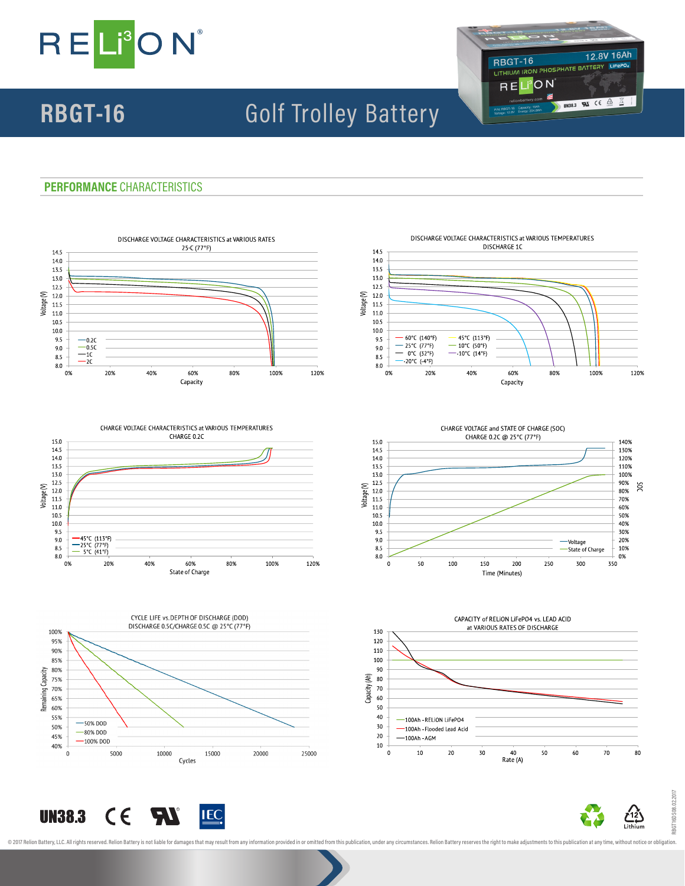# RBGT-16

## Golf Trolley Battery

12.8V 16Ah

LITHIUM IRON PHOSPHATE BATTERY

## PERFORMANCE CHARACTERISTICS

DISCHARGE VOLTAGE CHARACTERISTICS at VARIOUS RATES
25°C (77°F)

Voltage (V)
14.5
14.0
13.5
13.0
12.5
12.0
11.5
11.0
10.5
10.0
9.5
9.0
8.5
8.0

0.2C
0.5C
1C
2C

0%
20%
40%
60%
80%
100%
120%
Capacity

DISCHARGE VOLTAGE CHARACTERISTICS at VARIOUS TEMPERATURES
DISCHARGE 1C

Voltage (V)
14.5
14.0
13.5
13.0
12.5
12.0
11.5
11.0
10.5
10.0
9.5
9.0
8.5
8.0

60°C (140°F)
45°C (113°F)
25°C (77°F)
10°C (50°F)
0°C (32°F)
-10°C (14°F)
-20°C (-4°F)

0%
20%
40%
60%
80%
100%
120%
Capacity

CHARGE VOLTAGE CHARACTERISTICS at VARIOUS TEMPERATURES
CHARGE 0.2C

Voltage (V)
15.0
14.5
14.0
13.5
13.0
12.5
12.0
11.5
11.0
10.5
10.0
9.5
9.0
8.5
8.0

45°C (113°F)
25°C (77°F)
5°C (41°F)

0%
20%
40%
60%
80%
100%
120%
State of Charge

CHARGE VOLTAGE and STATE OF CHARGE (SOC)
CHARGE 0.2C @ 25°C (77°F)

Voltage (V)
15.0
14.5
14.0
13.5
13.0
12.5
12.0
11.5
11.0
10.5
10.0
9.5
9.0
8.5
8.0

SOC
140%
130%
120%
110%
100%
90%
80%
70%
60%
50%
40%
30%
20%
10%
0%

Voltage
State of Charge

0
50
100
150
200
250
300
350
Time (Minutes)

CYCLE LIFE vs. DEPTH OF DISCHARGE (DOD)
DISCHARGE 0.5C/CHARGE 0.5C @ 25°C (77°F)

Remaining Capacity
100%
95%
90%
85%
80%
75%
70%
65%
60%
55%
50%
45%
40%

50% DOD
80% DOD
100% DOD

0
5000
10000
15000
20000
25000
Cycles

CAPACITY of RELiON LiFePO4 vs. LEAD ACID
at VARIOUS RATES OF DISCHARGE

Capacity (Ah)
130
120
110
100
90
80
70
60
50
40
30
20
10

100Ah - RELiON LiFePO4
100Ah - Flooded Lead Acid
100Ah - AGM

0
10
20
30
40
50
60
70
80
Rate (A)

UN38.3 CE IEC

12 Lithium

RBGT16DS08.02.2017

© 2017 Relion Battery, LLC. All rights reserved. Relion Battery is not liable for damages that may result from any information provided in or omitted from this publication, under any circumstances. Relion Battery reserves the right to make adjustments to this publication at any time, without notice or obligation.